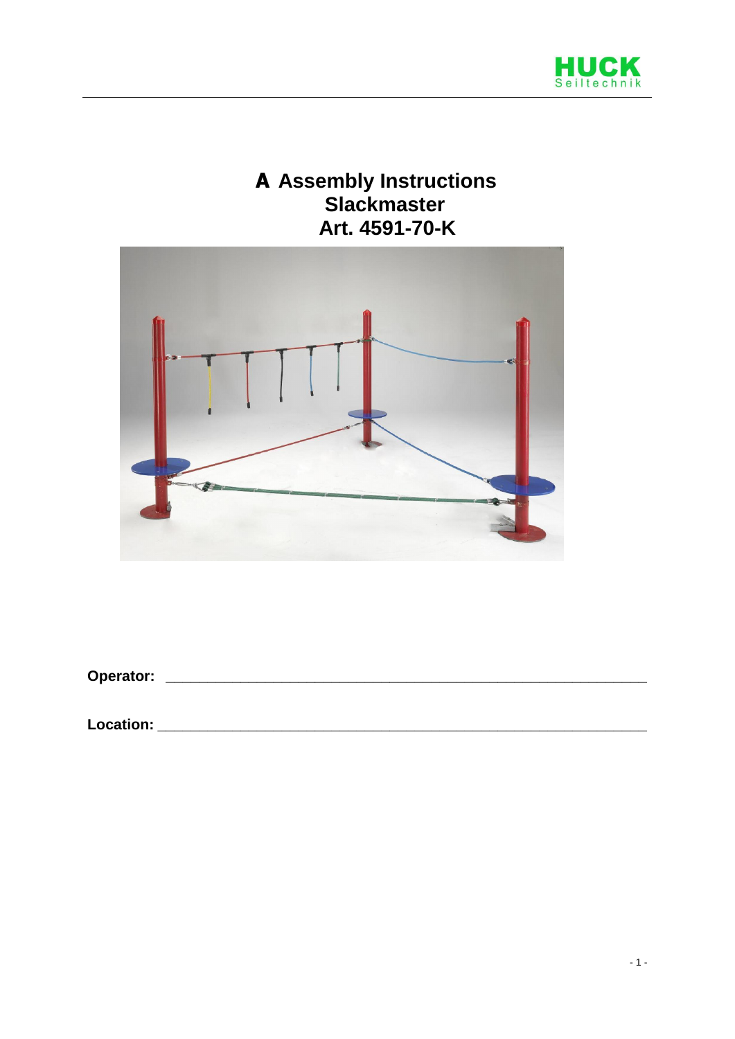# A Assembly Instructions
# Slackmaster
# Art. 4591-70-K

**Operator:** ___________________________________________________________

**Location:** ___________________________________________________________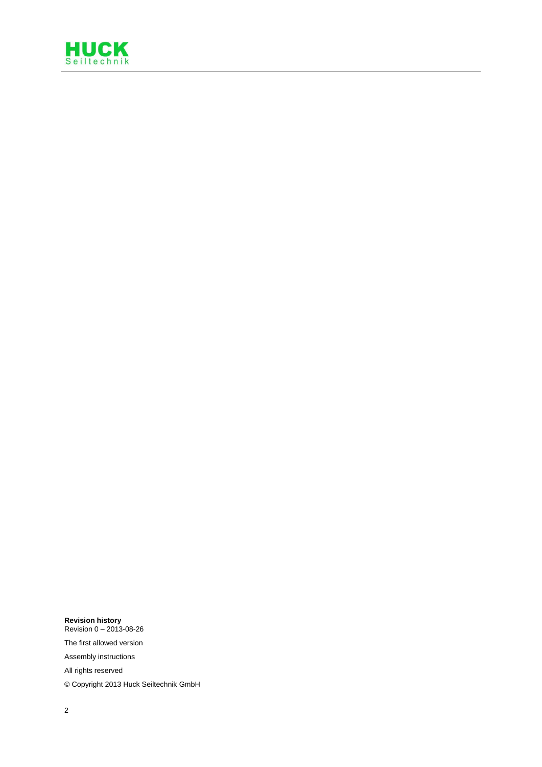**Revision history**
Revision 0 – 2013-08-26

The first allowed version

Assembly instructions

All rights reserved

© Copyright 2013 Huck Seiltechnik GmbH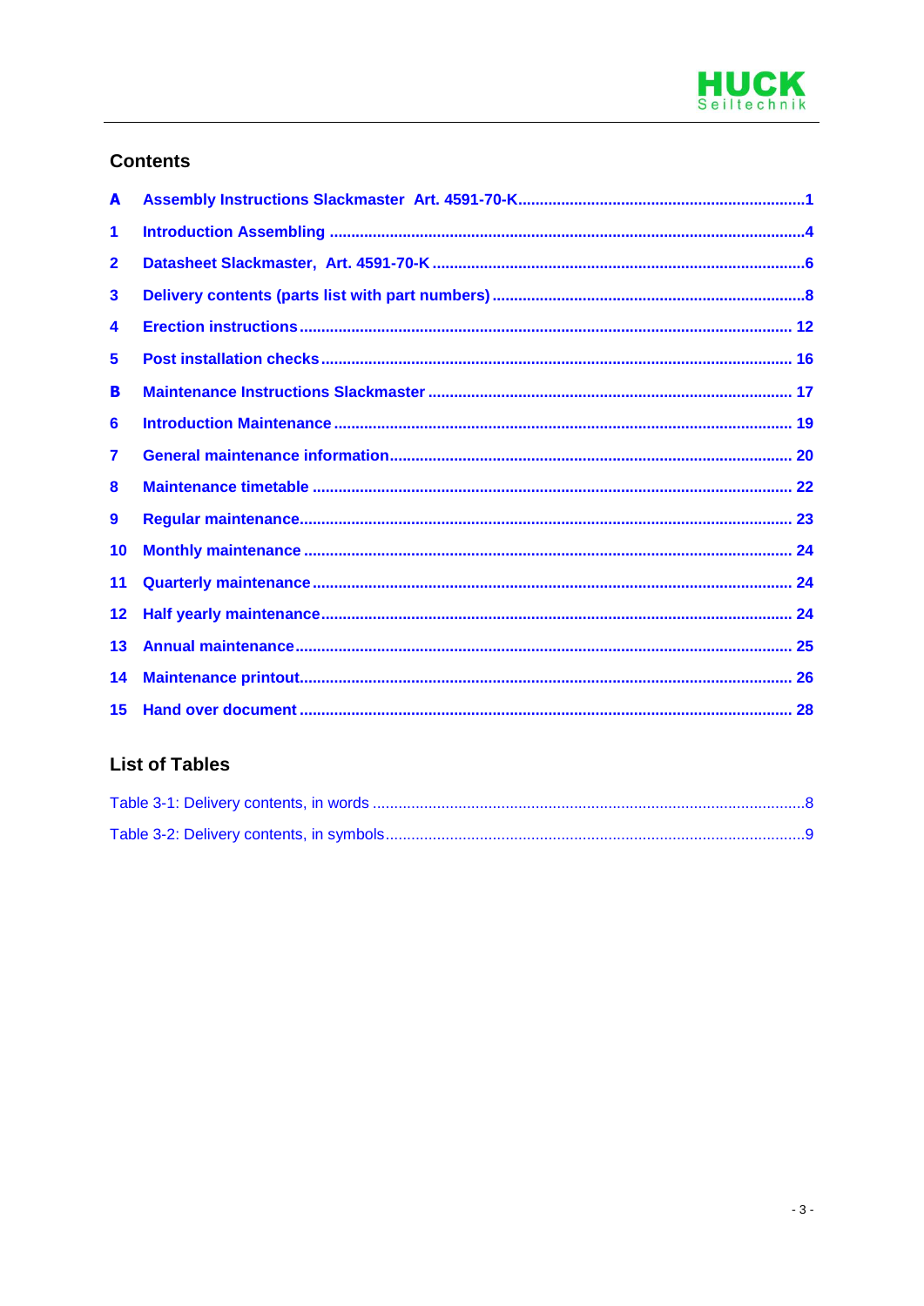## Contents

A Assembly Instructions Slackmaster Art. 4591-70-K ....................1

1 Introduction Assembling ....................4

2 Datasheet Slackmaster, Art. 4591-70-K ....................6

3 Delivery contents (parts list with part numbers) ....................8

4 Erection instructions ....................12

5 Post installation checks ....................16

B Maintenance Instructions Slackmaster ....................17

6 Introduction Maintenance ....................19

7 General maintenance information ....................20

8 Maintenance timetable ....................22

9 Regular maintenance ....................23

10 Monthly maintenance ....................24

11 Quarterly maintenance ....................24

12 Half yearly maintenance ....................24

13 Annual maintenance ....................25

14 Maintenance printout ....................26

15 Hand over document ....................28

## List of Tables

Table 3-1: Delivery contents, in words ....................8

Table 3-2: Delivery contents, in symbols ....................9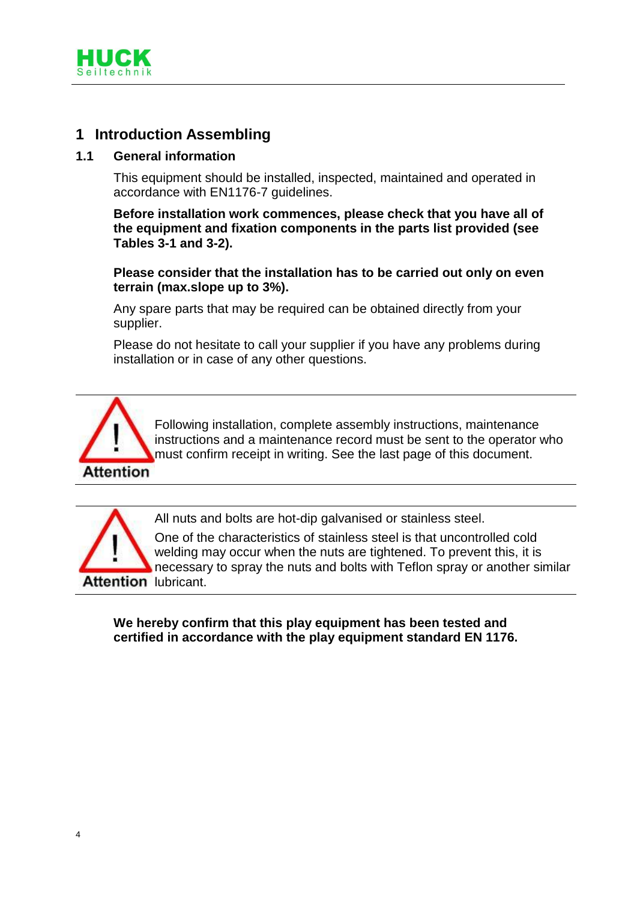# 1 Introduction Assembling

## 1.1 General information

This equipment should be installed, inspected, maintained and operated in accordance with EN1176-7 guidelines.

**Before installation work commences, please check that you have all of the equipment and fixation components in the parts list provided (see Tables 3-1 and 3-2).**

**Please consider that the installation has to be carried out only on even terrain (max.slope up to 3%).**

Any spare parts that may be required can be obtained directly from your supplier.

Please do not hesitate to call your supplier if you have any problems during installation or in case of any other questions.

---

**Attention**

Following installation, complete assembly instructions, maintenance instructions and a maintenance record must be sent to the operator who must confirm receipt in writing. See the last page of this document.

---

**Attention**

All nuts and bolts are hot-dip galvanised or stainless steel.

One of the characteristics of stainless steel is that uncontrolled cold welding may occur when the nuts are tightened. To prevent this, it is necessary to spray the nuts and bolts with Teflon spray or another similar lubricant.

---

**We hereby confirm that this play equipment has been tested and certified in accordance with the play equipment standard EN 1176.**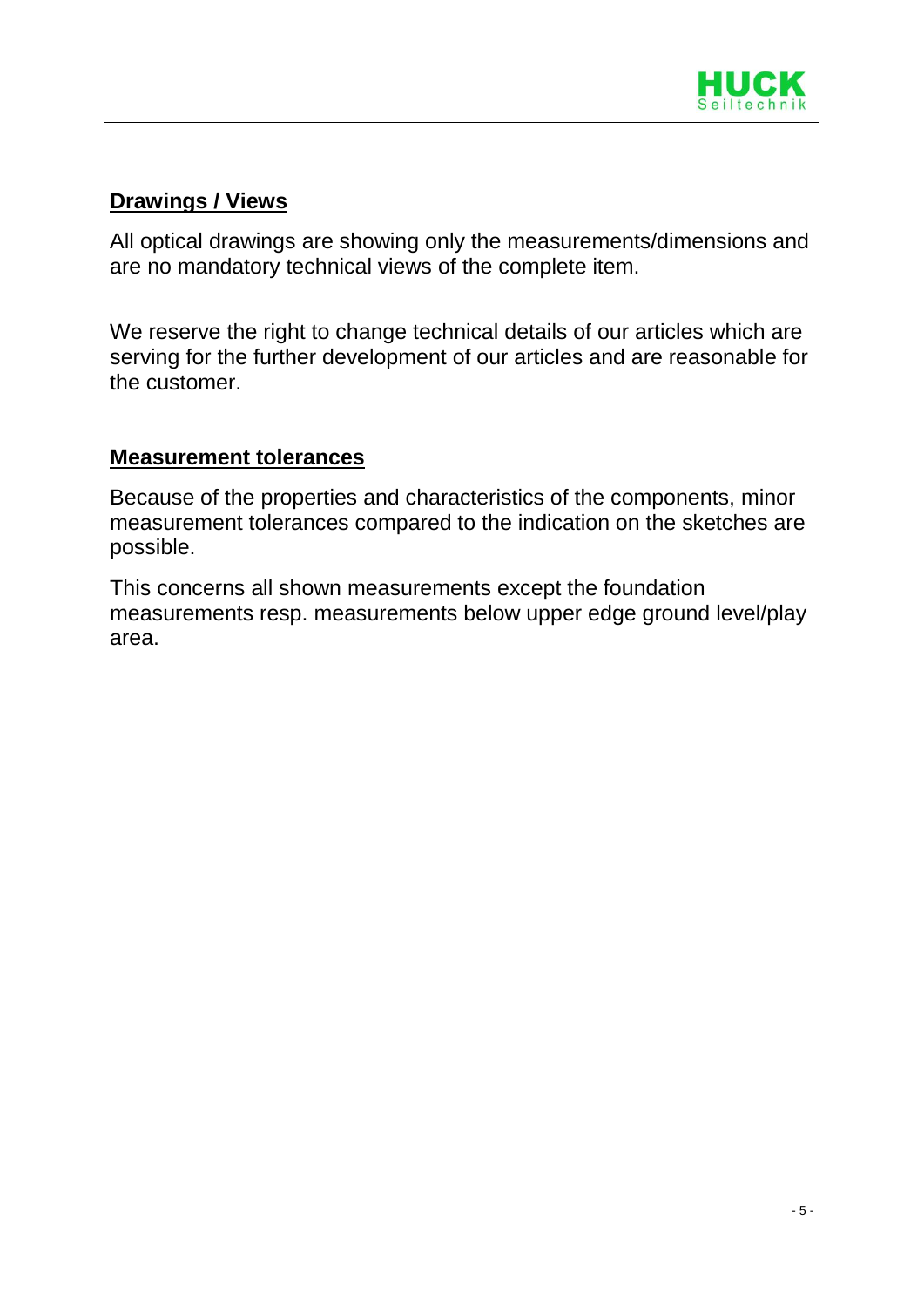## Drawings / Views

All optical drawings are showing only the measurements/dimensions and are no mandatory technical views of the complete item.

We reserve the right to change technical details of our articles which are serving for the further development of our articles and are reasonable for the customer.

## Measurement tolerances

Because of the properties and characteristics of the components, minor measurement tolerances compared to the indication on the sketches are possible.

This concerns all shown measurements except the foundation measurements resp. measurements below upper edge ground level/play area.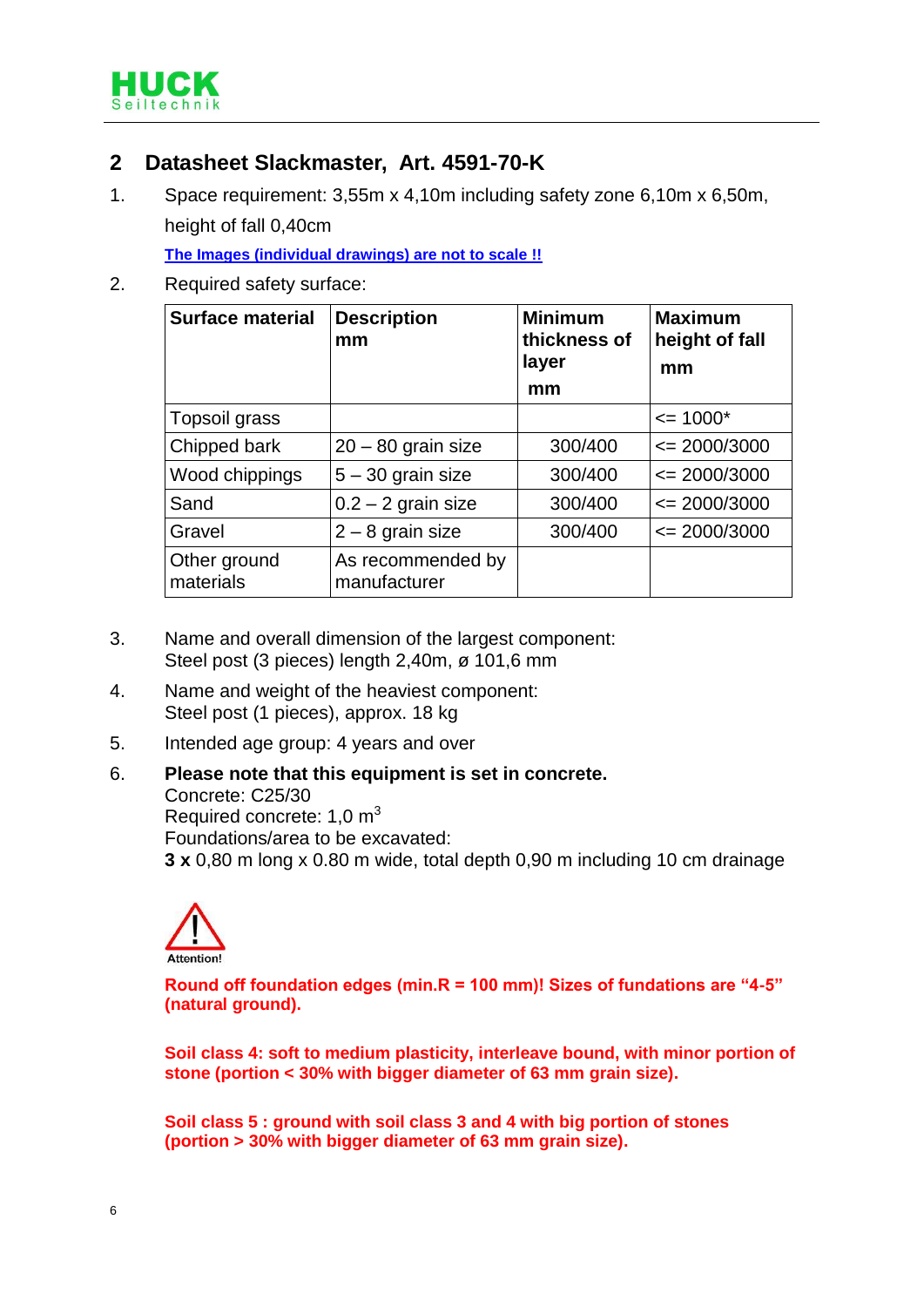## 2 Datasheet Slackmaster, Art. 4591-70-K

1. Space requirement: 3,55m x 4,10m including safety zone 6,10m x 6,50m, height of fall 0,40cm

   **The Images (individual drawings) are not to scale !!**

2. Required safety surface:

| Surface material | Description mm | Minimum thickness of layer mm | Maximum height of fall mm |
|---|---|---|---|
| Topsoil grass | | | <= 1000* |
| Chipped bark | 20 – 80 grain size | 300/400 | <= 2000/3000 |
| Wood chippings | 5 – 30 grain size | 300/400 | <= 2000/3000 |
| Sand | 0.2 – 2 grain size | 300/400 | <= 2000/3000 |
| Gravel | 2 – 8 grain size | 300/400 | <= 2000/3000 |
| Other ground materials | As recommended by manufacturer | | |

3. Name and overall dimension of the largest component:
   Steel post (3 pieces) length 2,40m, ø 101,6 mm

4. Name and weight of the heaviest component:
   Steel post (1 pieces), approx. 18 kg

5. Intended age group: 4 years and over

6. **Please note that this equipment is set in concrete.**
   Concrete: C25/30
   Required concrete: 1,0 $m^3$
   Foundations/area to be excavated:
   **3 x** 0,80 m long x 0.80 m wide, total depth 0,90 m including 10 cm drainage

Attention!

**Round off foundation edges (min.R = 100 mm)! Sizes of fundations are "4-5" (natural ground).**

**Soil class 4: soft to medium plasticity, interleave bound, with minor portion of stone (portion < 30% with bigger diameter of 63 mm grain size).**

**Soil class 5 : ground with soil class 3 and 4 with big portion of stones (portion > 30% with bigger diameter of 63 mm grain size).**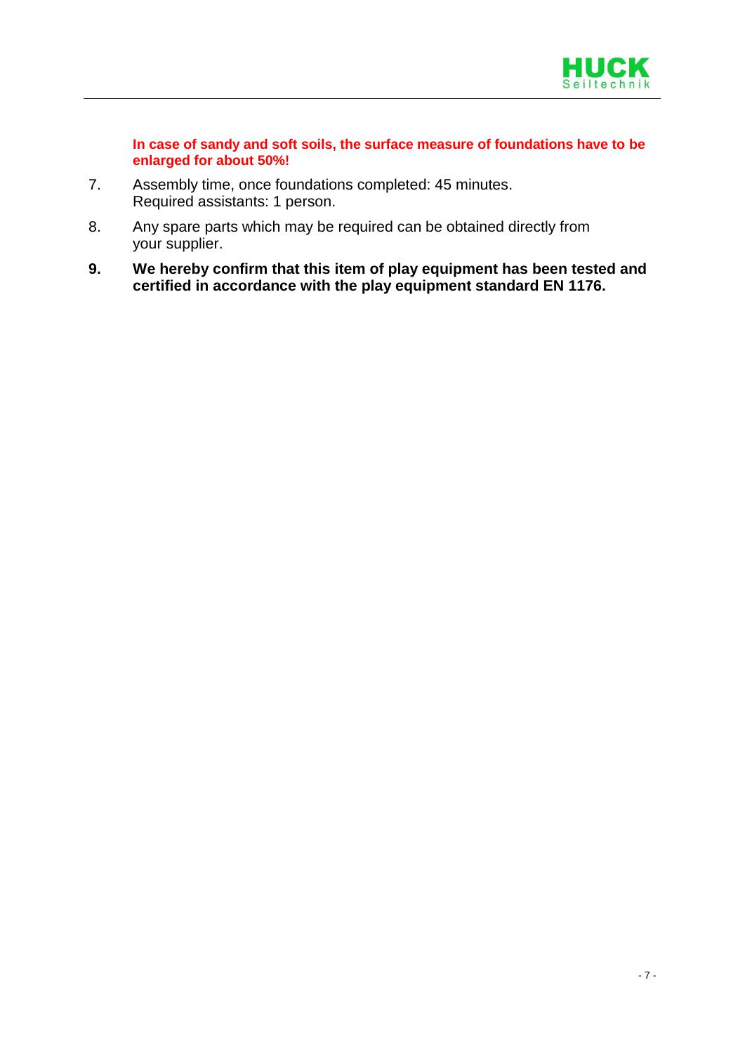**In case of sandy and soft soils, the surface measure of foundations have to be enlarged for about 50%!**

7. Assembly time, once foundations completed: 45 minutes.
   Required assistants: 1 person.

8. Any spare parts which may be required can be obtained directly from your supplier.

**9. We hereby confirm that this item of play equipment has been tested and certified in accordance with the play equipment standard EN 1176.**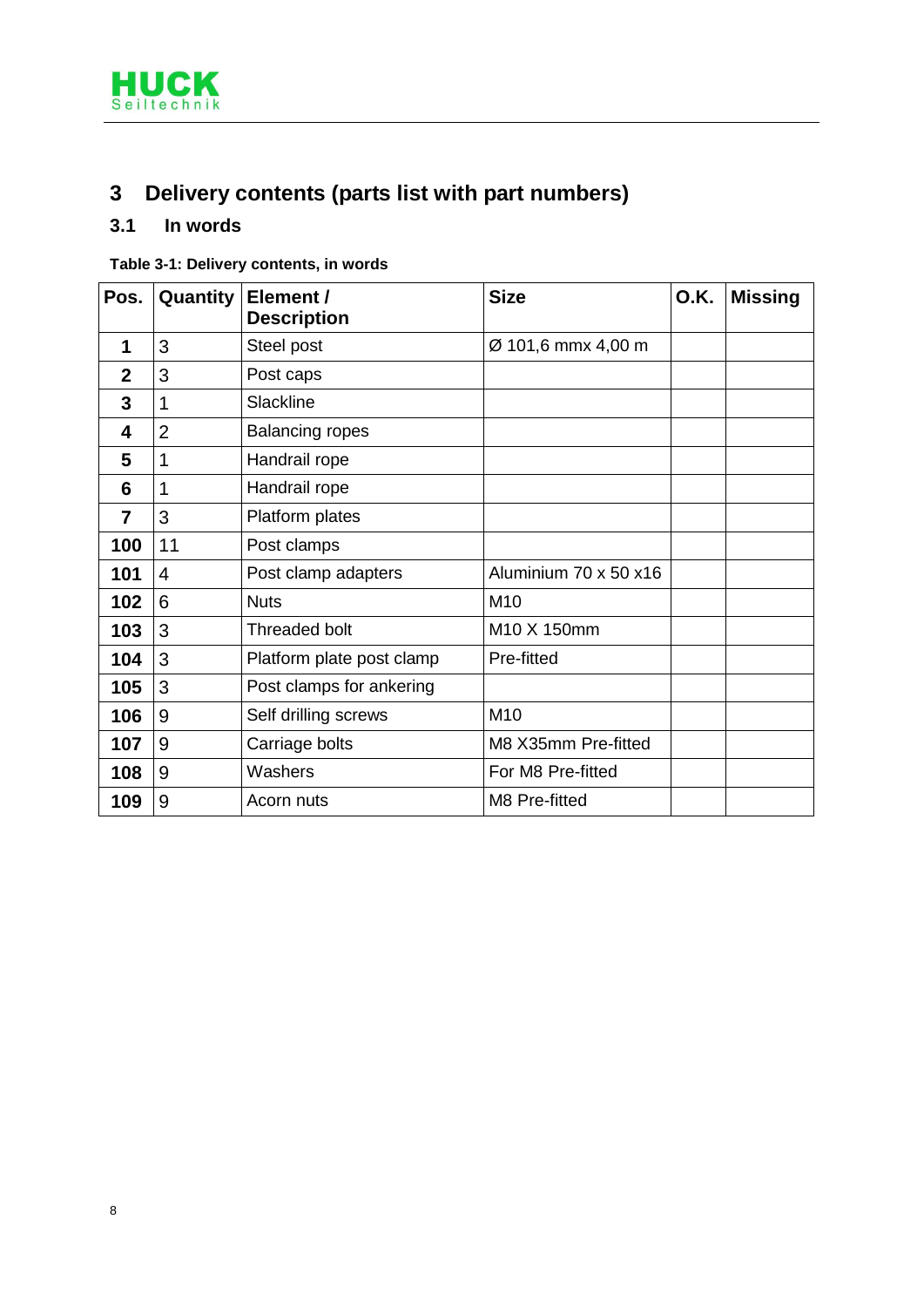# 3 Delivery contents (parts list with part numbers)

## 3.1 In words

**Table 3-1: Delivery contents, in words**

| Pos. | Quantity | Element / Description | Size | O.K. | Missing |
|---|---|---|---|---|---|
| **1** | 3 | Steel post | Ø 101,6 mmx 4,00 m | | |
| **2** | 3 | Post caps | | | |
| **3** | 1 | Slackline | | | |
| **4** | 2 | Balancing ropes | | | |
| **5** | 1 | Handrail rope | | | |
| **6** | 1 | Handrail rope | | | |
| **7** | 3 | Platform plates | | | |
| **100** | 11 | Post clamps | | | |
| **101** | 4 | Post clamp adapters | Aluminium 70 x 50 x16 | | |
| **102** | 6 | Nuts | M10 | | |
| **103** | 3 | Threaded bolt | M10 X 150mm | | |
| **104** | 3 | Platform plate post clamp | Pre-fitted | | |
| **105** | 3 | Post clamps for ankering | | | |
| **106** | 9 | Self drilling screws | M10 | | |
| **107** | 9 | Carriage bolts | M8 X35mm Pre-fitted | | |
| **108** | 9 | Washers | For M8 Pre-fitted | | |
| **109** | 9 | Acorn nuts | M8 Pre-fitted | | |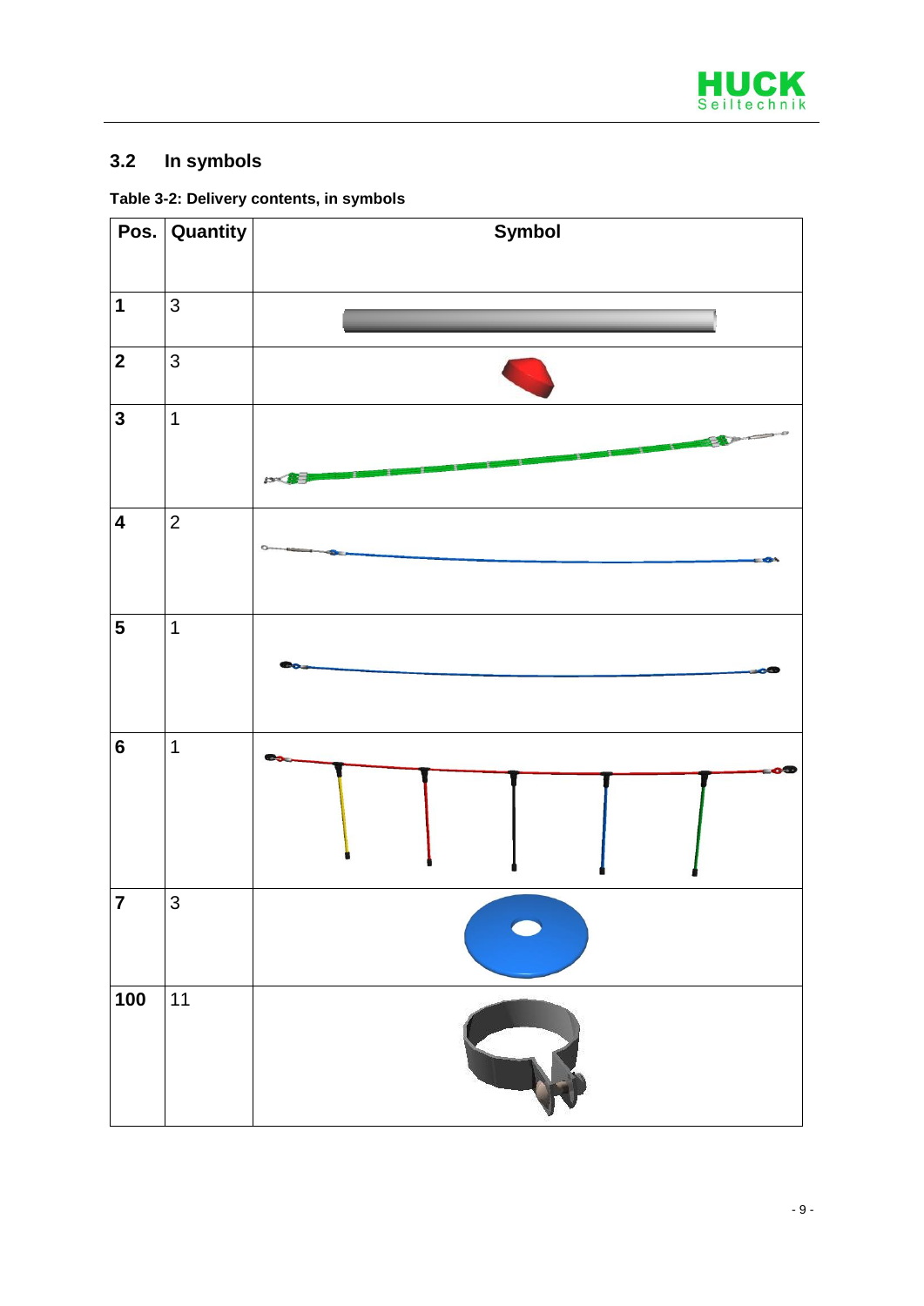## 3.2 In symbols

**Table 3-2: Delivery contents, in symbols**

| Pos. | Quantity | Symbol |
|---|---|---|
| **1** | 3 | |
| **2** | 3 | |
| **3** | 1 | |
| **4** | 2 | |
| **5** | 1 | |
| **6** | 1 | |
| **7** | 3 | |
| **100** | 11 | |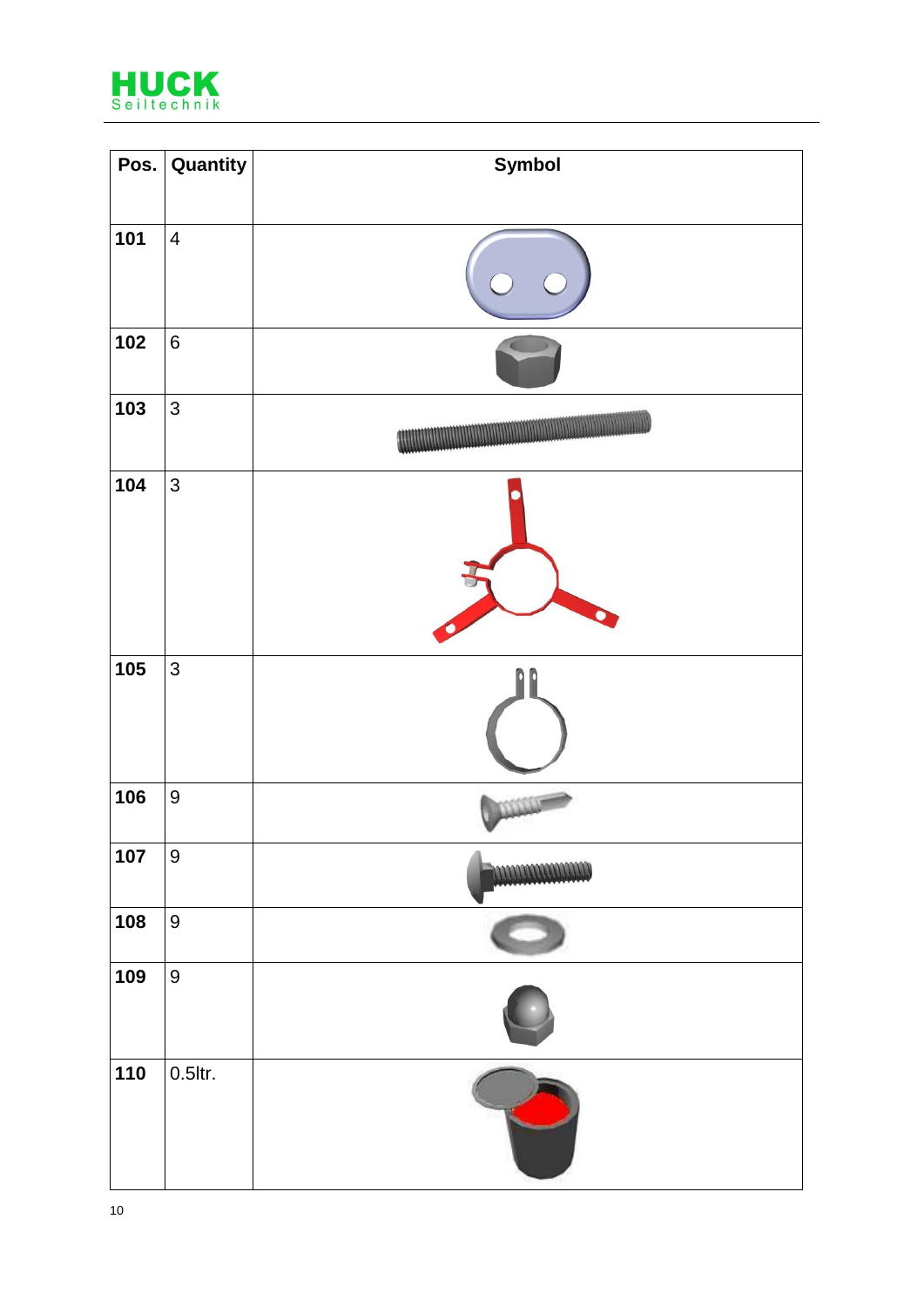| Pos. | Quantity | Symbol |
|---|---|---|
| 101 | 4 | |
| 102 | 6 | |
| 103 | 3 | |
| 104 | 3 | |
| 105 | 3 | |
| 106 | 9 | |
| 107 | 9 | |
| 108 | 9 | |
| 109 | 9 | |
| 110 | 0.5ltr. | |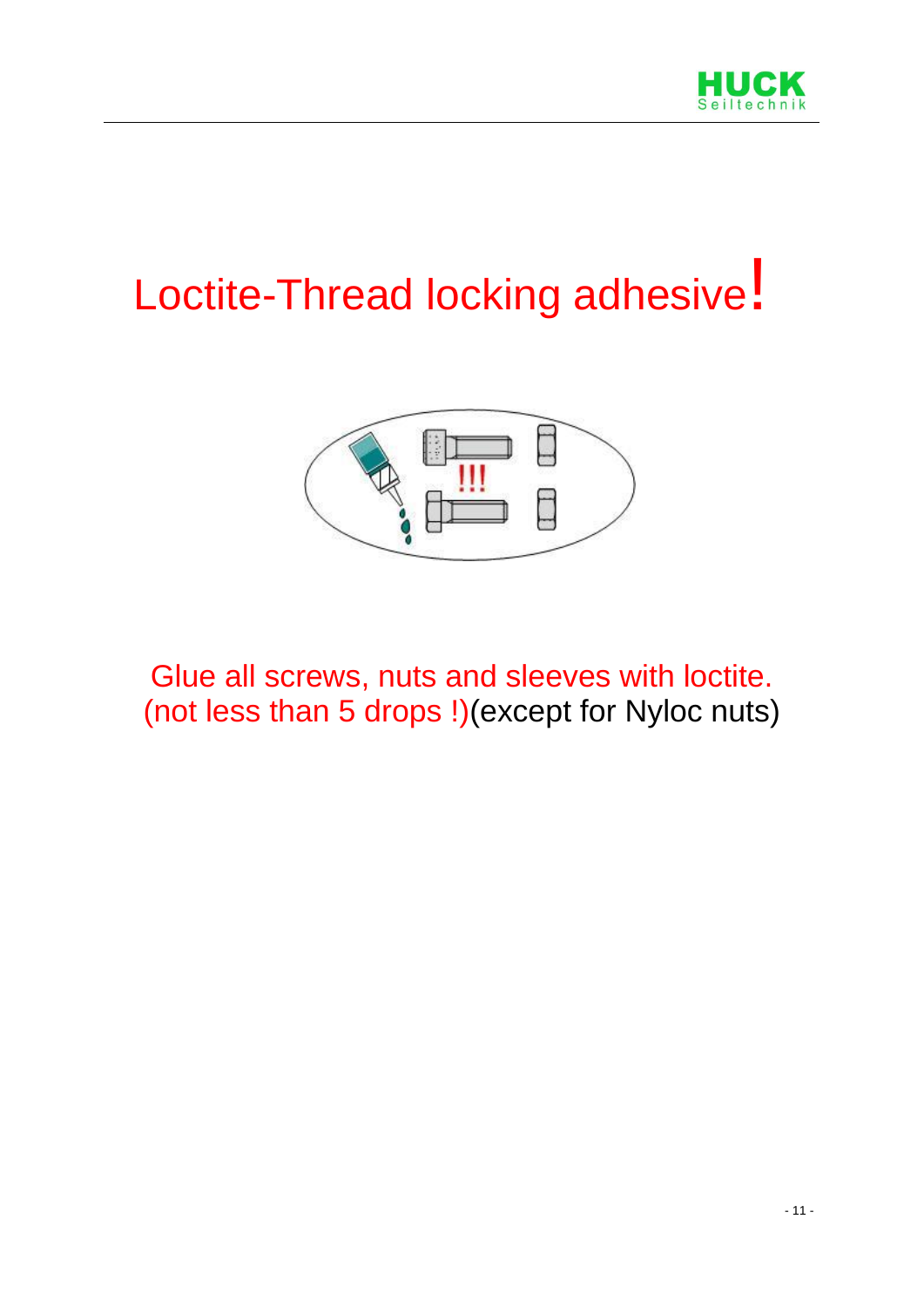# Loctite-Thread locking adhesive!

Glue all screws, nuts and sleeves with loctite.
(not less than 5 drops !)(except for Nyloc nuts)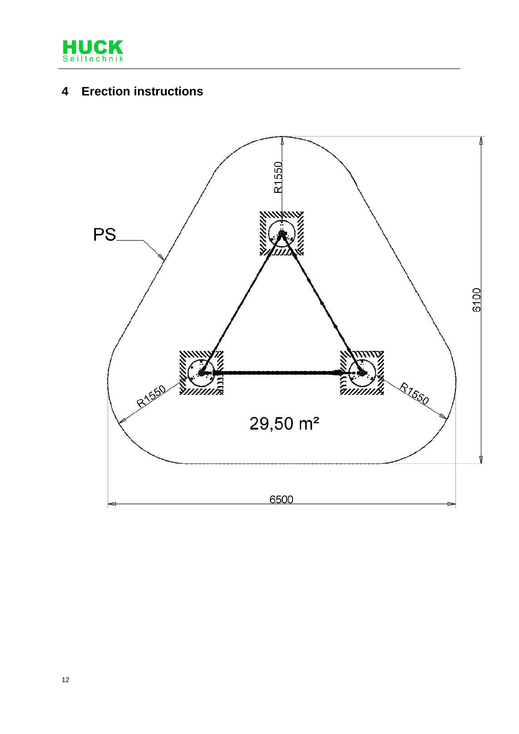# 4 Erection instructions

PS

R1550

R1550

R1550

6100

6500

29,50 m²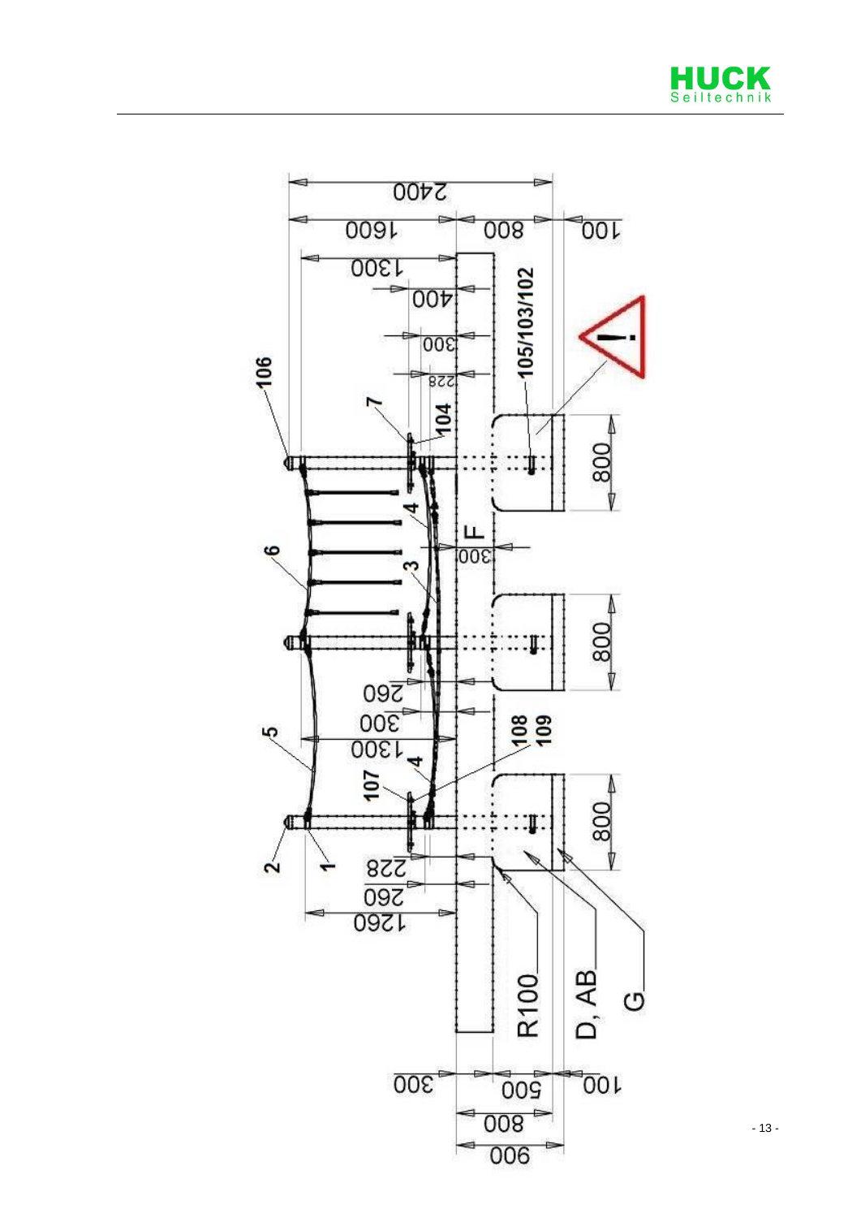2400

1600 800 100

1300

400

300

228

106

105/103/102

7

104

800

6

4

F

300

3

800

5

260

300

1300

108

109

4

107

800

2

1

228

260

1260

R100

D, AB

G

300

500

100

800

900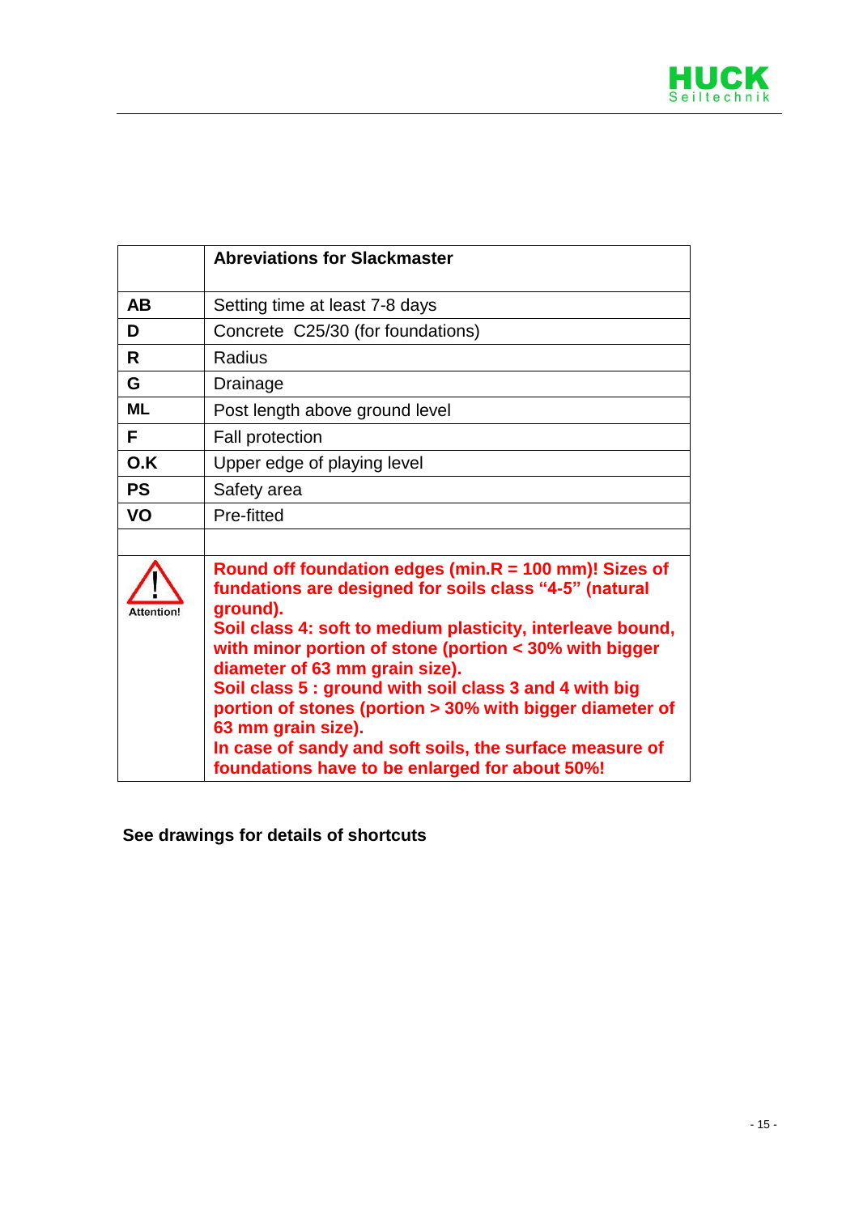| | **Abreviations for Slackmaster** |
|---|---|
| **AB** | Setting time at least 7-8 days |
| **D** | Concrete  C25/30 (for foundations) |
| **R** | Radius |
| **G** | Drainage |
| **ML** | Post length above ground level |
| **F** | Fall protection |
| **O.K** | Upper edge of playing level |
| **PS** | Safety area |
| **VO** | Pre-fitted |
| | |
| Attention! | **Round off foundation edges (min.R = 100 mm)! Sizes of fundations are designed for soils class "4-5" (natural ground).** **Soil class 4: soft to medium plasticity, interleave bound, with minor portion of stone (portion < 30% with bigger diameter of 63 mm grain size).** **Soil class 5 : ground with soil class 3 and 4 with big portion of stones (portion > 30% with bigger diameter of 63 mm grain size).** **In case of sandy and soft soils, the surface measure of foundations have to be enlarged for about 50%!** |

**See drawings for details of shortcuts**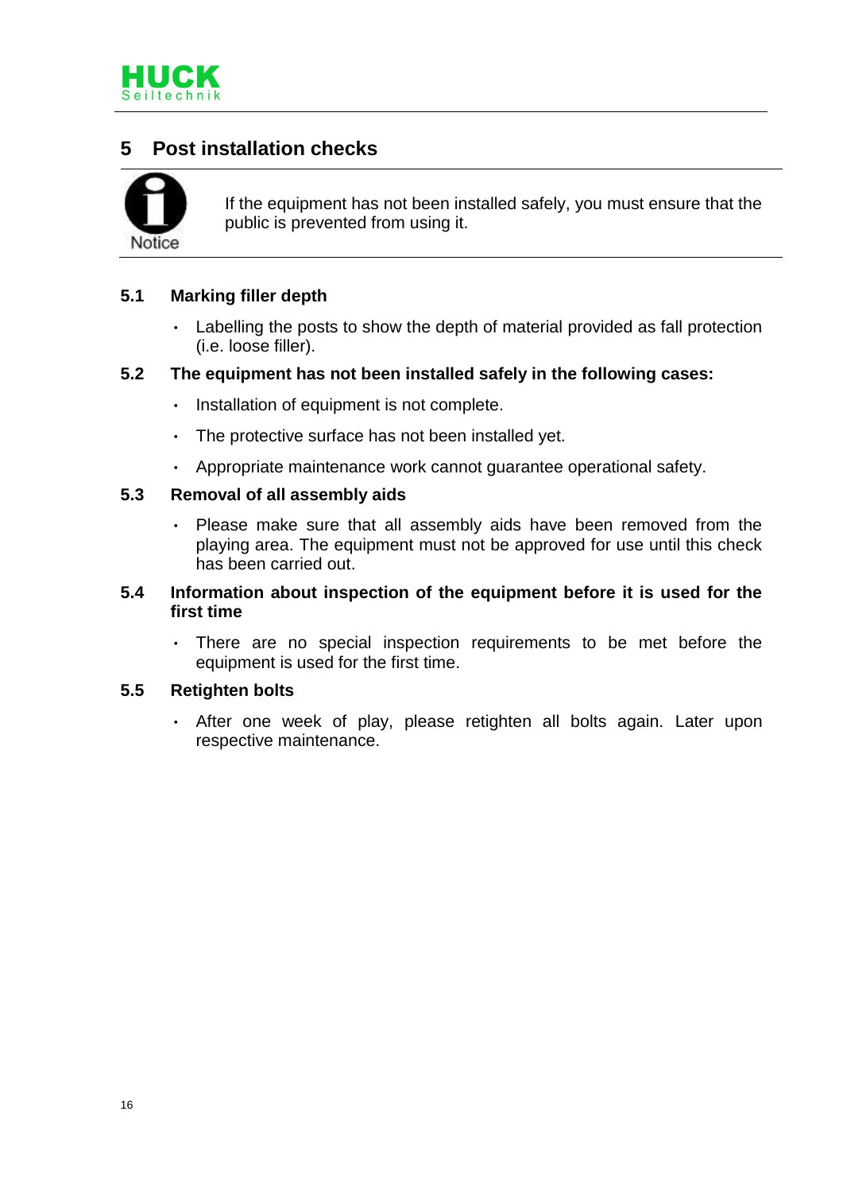## 5 Post installation checks

**Notice**

If the equipment has not been installed safely, you must ensure that the public is prevented from using it.

### 5.1 Marking filler depth

- Labelling the posts to show the depth of material provided as fall protection (i.e. loose filler).

### 5.2 The equipment has not been installed safely in the following cases:

- Installation of equipment is not complete.
- The protective surface has not been installed yet.
- Appropriate maintenance work cannot guarantee operational safety.

### 5.3 Removal of all assembly aids

- Please make sure that all assembly aids have been removed from the playing area. The equipment must not be approved for use until this check has been carried out.

### 5.4 Information about inspection of the equipment before it is used for the first time

- There are no special inspection requirements to be met before the equipment is used for the first time.

### 5.5 Retighten bolts

- After one week of play, please retighten all bolts again. Later upon respective maintenance.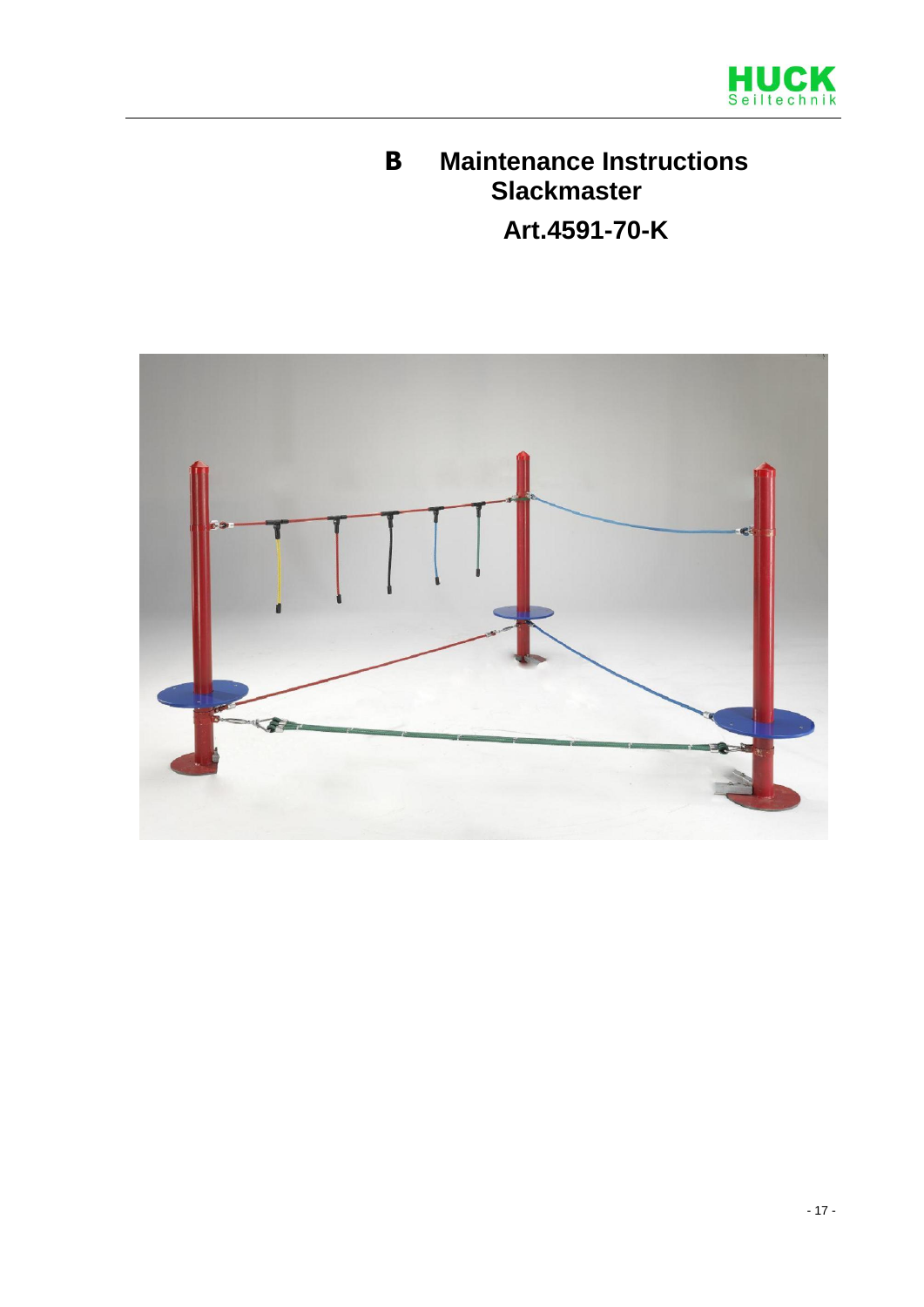# B Maintenance Instructions Slackmaster

## Art.4591-70-K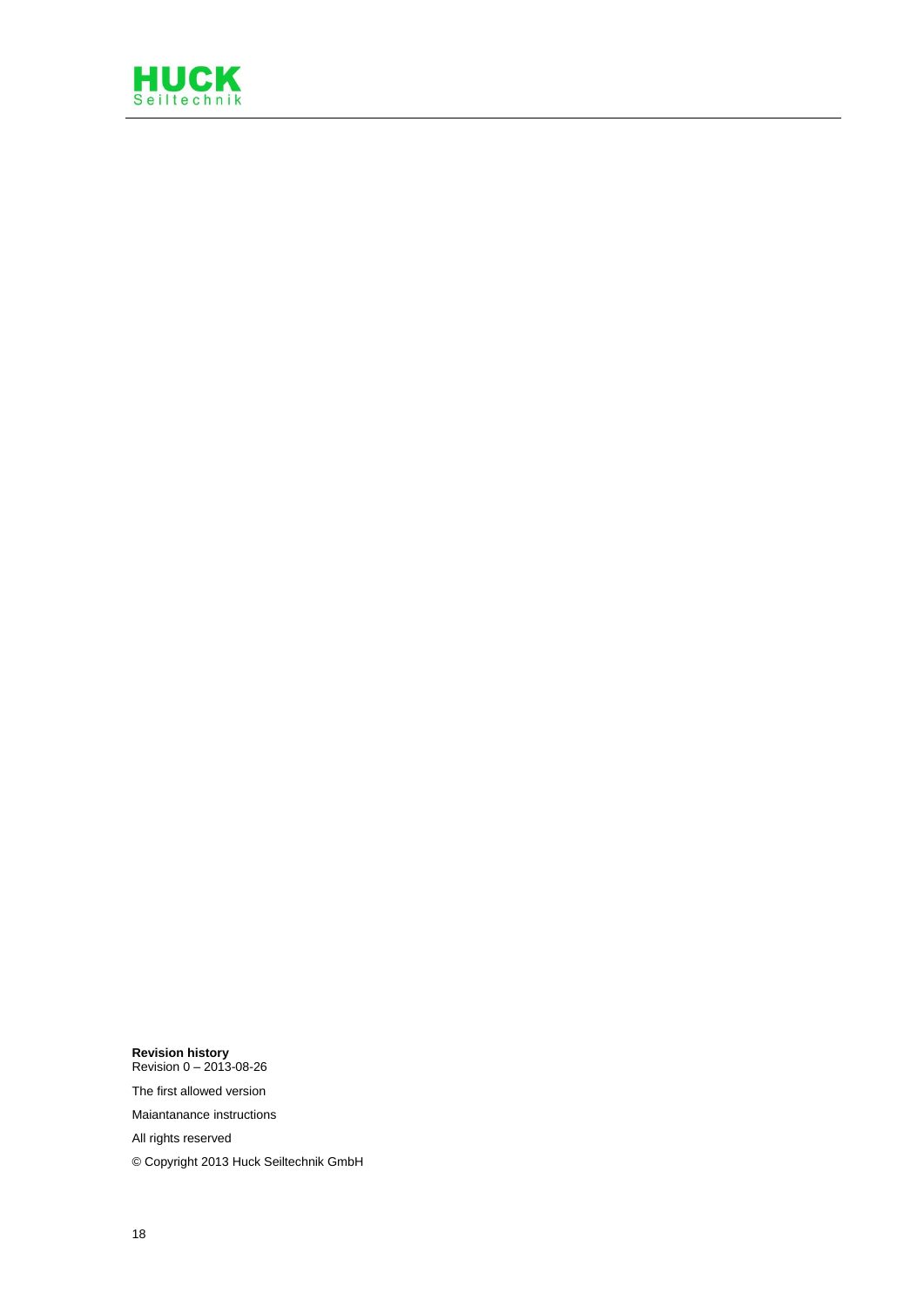**Revision history**
Revision 0 – 2013-08-26

The first allowed version

Maiantanance instructions

All rights reserved

© Copyright 2013 Huck Seiltechnik GmbH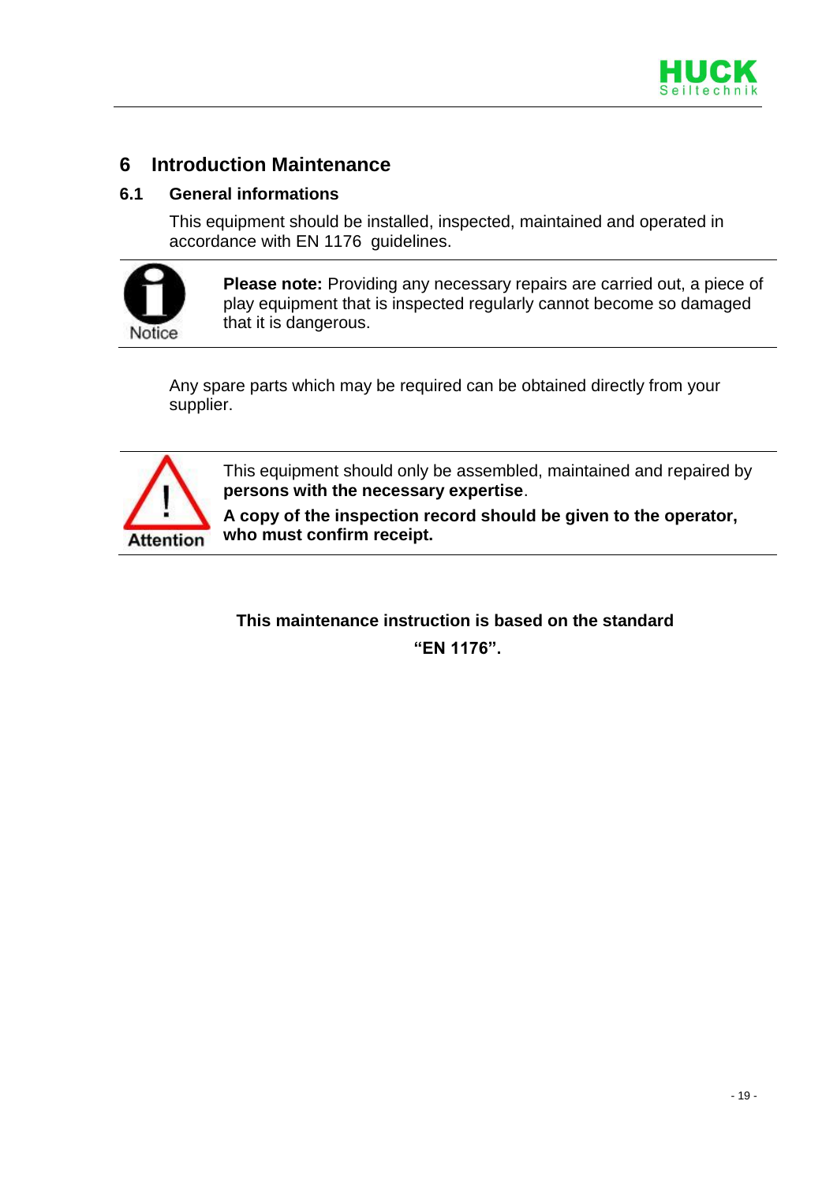# 6 Introduction Maintenance

## 6.1 General informations

This equipment should be installed, inspected, maintained and operated in accordance with EN 1176 guidelines.

Notice

**Please note:** Providing any necessary repairs are carried out, a piece of play equipment that is inspected regularly cannot become so damaged that it is dangerous.

Any spare parts which may be required can be obtained directly from your supplier.

Attention

This equipment should only be assembled, maintained and repaired by **persons with the necessary expertise**.

**A copy of the inspection record should be given to the operator, who must confirm receipt.**

**This maintenance instruction is based on the standard "EN 1176".**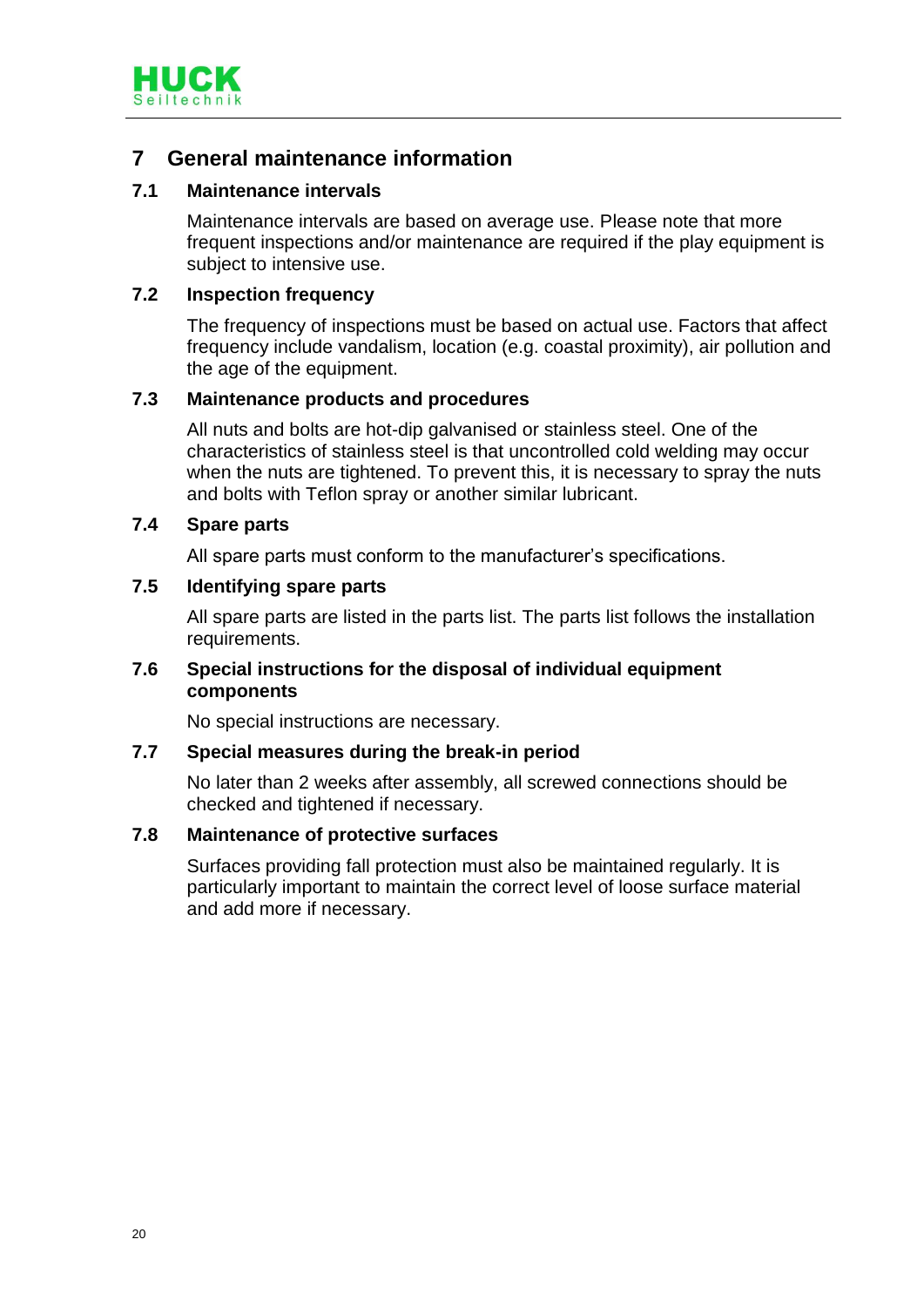# 7 General maintenance information

## 7.1 Maintenance intervals

Maintenance intervals are based on average use. Please note that more frequent inspections and/or maintenance are required if the play equipment is subject to intensive use.

## 7.2 Inspection frequency

The frequency of inspections must be based on actual use. Factors that affect frequency include vandalism, location (e.g. coastal proximity), air pollution and the age of the equipment.

## 7.3 Maintenance products and procedures

All nuts and bolts are hot-dip galvanised or stainless steel. One of the characteristics of stainless steel is that uncontrolled cold welding may occur when the nuts are tightened. To prevent this, it is necessary to spray the nuts and bolts with Teflon spray or another similar lubricant.

## 7.4 Spare parts

All spare parts must conform to the manufacturer's specifications.

## 7.5 Identifying spare parts

All spare parts are listed in the parts list. The parts list follows the installation requirements.

## 7.6 Special instructions for the disposal of individual equipment components

No special instructions are necessary.

## 7.7 Special measures during the break-in period

No later than 2 weeks after assembly, all screwed connections should be checked and tightened if necessary.

## 7.8 Maintenance of protective surfaces

Surfaces providing fall protection must also be maintained regularly. It is particularly important to maintain the correct level of loose surface material and add more if necessary.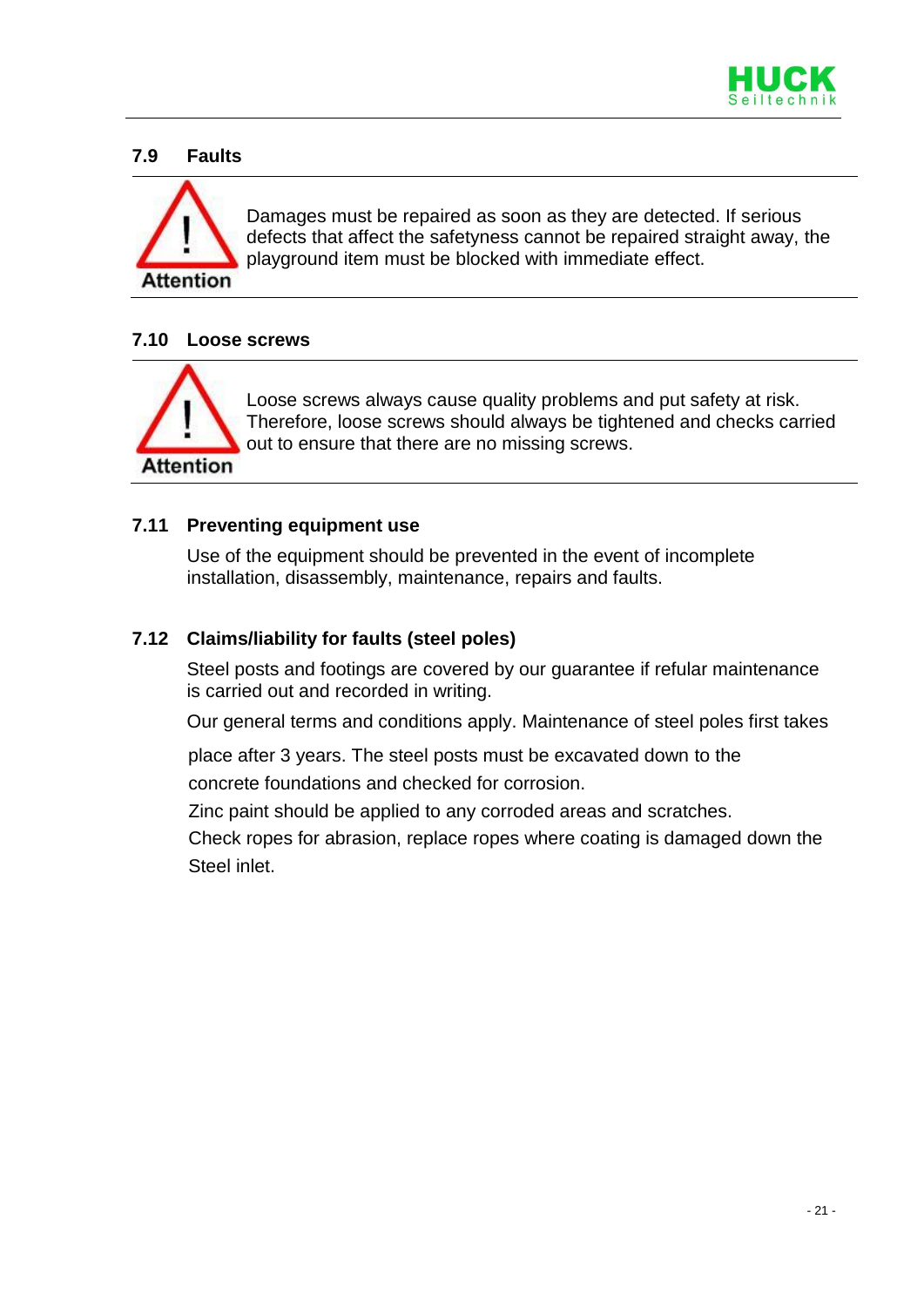## 7.9 Faults

**Attention**

Damages must be repaired as soon as they are detected. If serious defects that affect the safetyness cannot be repaired straight away, the playground item must be blocked with immediate effect.

## 7.10 Loose screws

**Attention**

Loose screws always cause quality problems and put safety at risk. Therefore, loose screws should always be tightened and checks carried out to ensure that there are no missing screws.

## 7.11 Preventing equipment use

Use of the equipment should be prevented in the event of incomplete installation, disassembly, maintenance, repairs and faults.

## 7.12 Claims/liability for faults (steel poles)

Steel posts and footings are covered by our guarantee if refular maintenance is carried out and recorded in writing.

Our general terms and conditions apply. Maintenance of steel poles first takes

place after 3 years. The steel posts must be excavated down to the concrete foundations and checked for corrosion.
Zinc paint should be applied to any corroded areas and scratches.
Check ropes for abrasion, replace ropes where coating is damaged down the Steel inlet.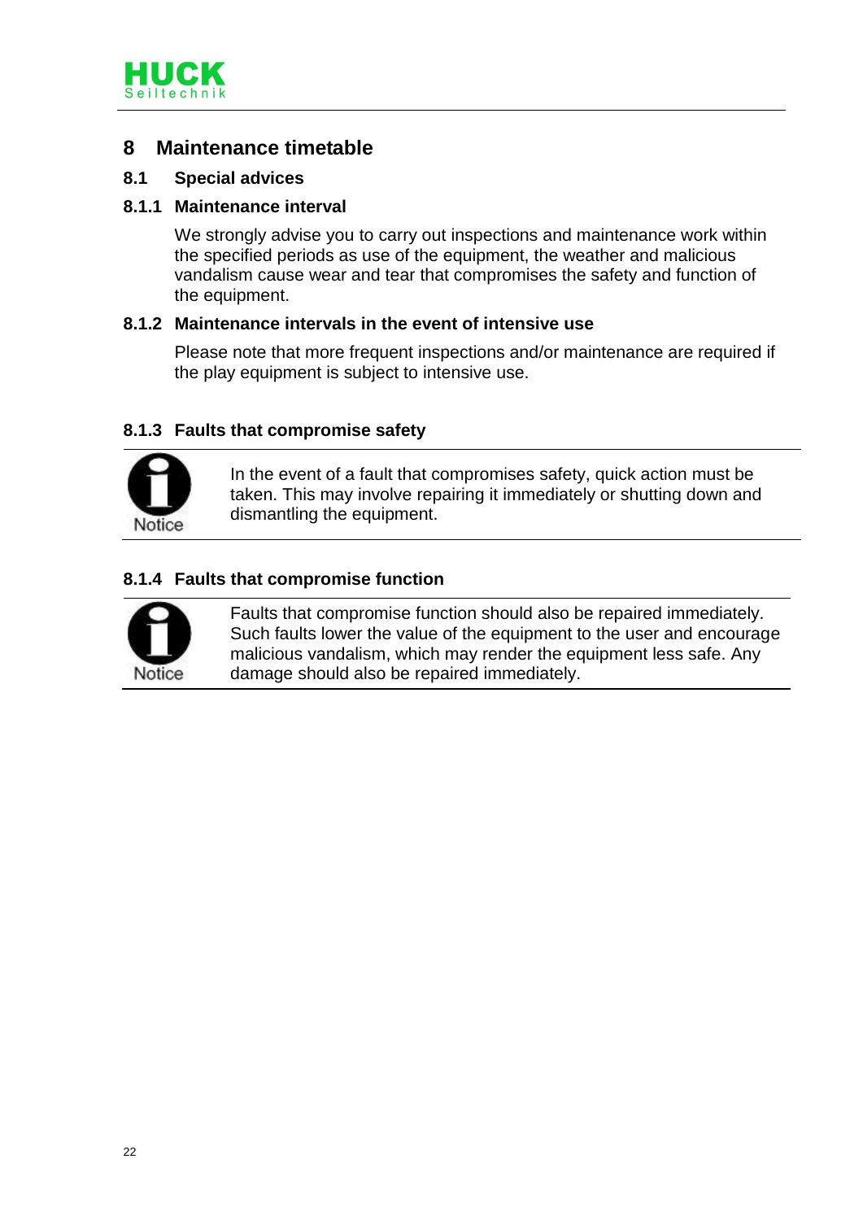# 8 Maintenance timetable

## 8.1 Special advices

### 8.1.1 Maintenance interval

We strongly advise you to carry out inspections and maintenance work within the specified periods as use of the equipment, the weather and malicious vandalism cause wear and tear that compromises the safety and function of the equipment.

### 8.1.2 Maintenance intervals in the event of intensive use

Please note that more frequent inspections and/or maintenance are required if the play equipment is subject to intensive use.

### 8.1.3 Faults that compromise safety

Notice

In the event of a fault that compromises safety, quick action must be taken. This may involve repairing it immediately or shutting down and dismantling the equipment.

### 8.1.4 Faults that compromise function

Notice

Faults that compromise function should also be repaired immediately. Such faults lower the value of the equipment to the user and encourage malicious vandalism, which may render the equipment less safe. Any damage should also be repaired immediately.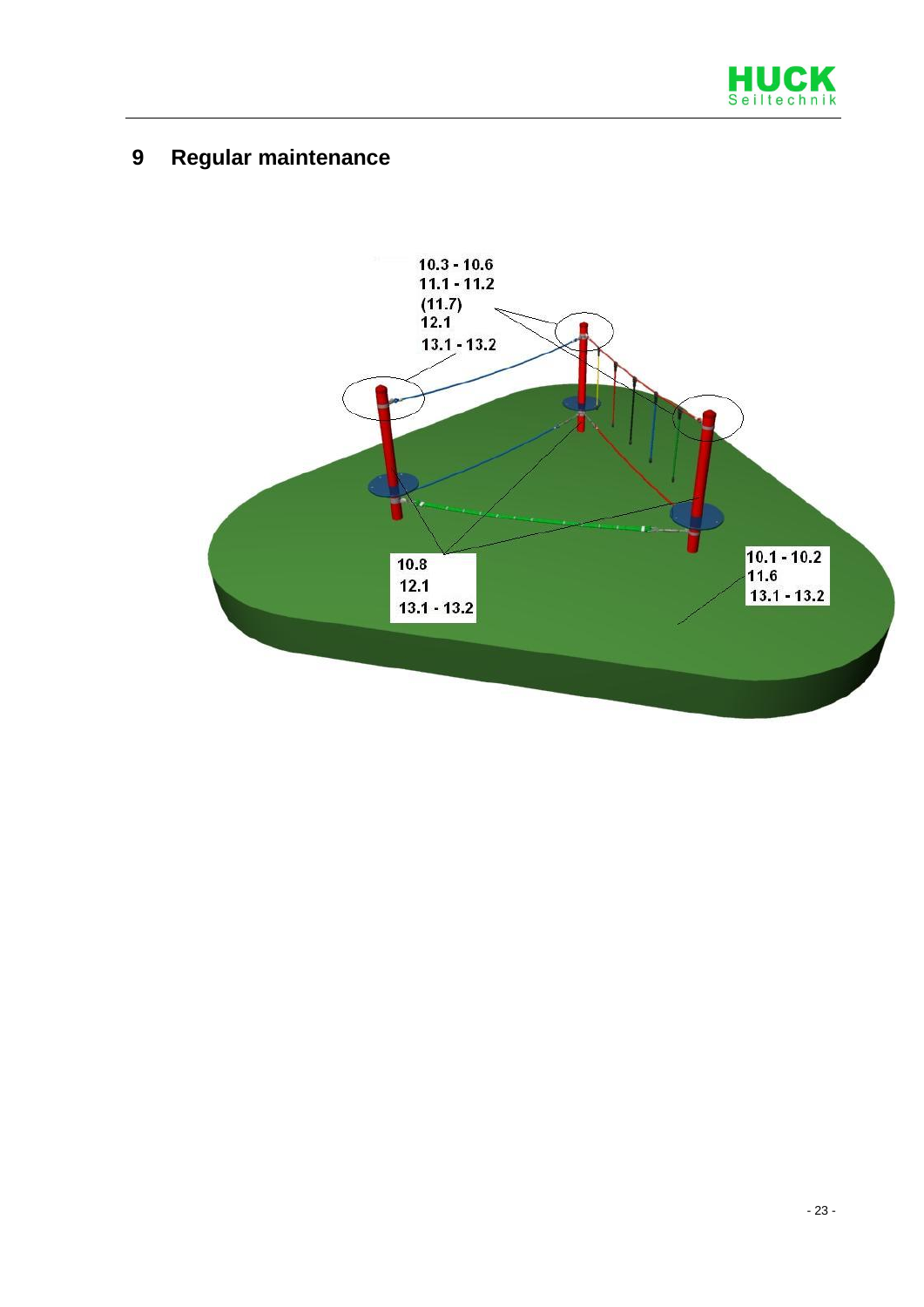# 9 Regular maintenance

10.3 - 10.6
11.1 - 11.2
(11.7)
12.1
13.1 - 13.2

10.8
12.1
13.1 - 13.2

10.1 - 10.2
11.6
13.1 - 13.2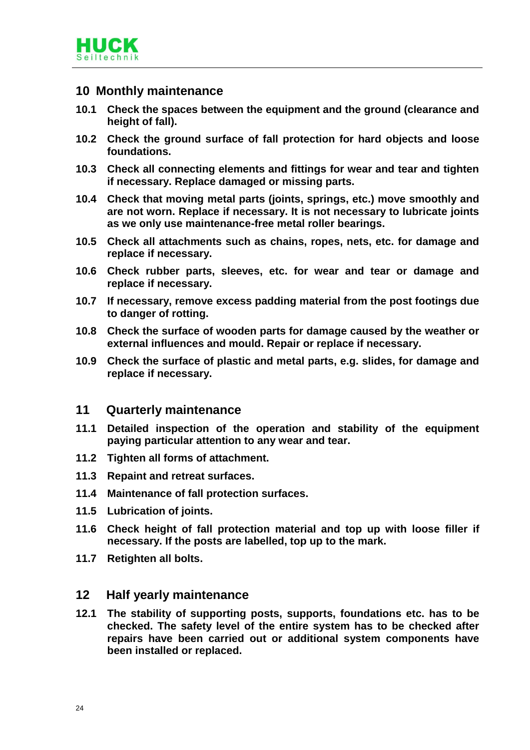## 10 Monthly maintenance

**10.1 Check the spaces between the equipment and the ground (clearance and height of fall).**

**10.2 Check the ground surface of fall protection for hard objects and loose foundations.**

**10.3 Check all connecting elements and fittings for wear and tear and tighten if necessary. Replace damaged or missing parts.**

**10.4 Check that moving metal parts (joints, springs, etc.) move smoothly and are not worn. Replace if necessary. It is not necessary to lubricate joints as we only use maintenance-free metal roller bearings.**

**10.5 Check all attachments such as chains, ropes, nets, etc. for damage and replace if necessary.**

**10.6 Check rubber parts, sleeves, etc. for wear and tear or damage and replace if necessary.**

**10.7 If necessary, remove excess padding material from the post footings due to danger of rotting.**

**10.8 Check the surface of wooden parts for damage caused by the weather or external influences and mould. Repair or replace if necessary.**

**10.9 Check the surface of plastic and metal parts, e.g. slides, for damage and replace if necessary.**

## 11 Quarterly maintenance

**11.1 Detailed inspection of the operation and stability of the equipment paying particular attention to any wear and tear.**

**11.2 Tighten all forms of attachment.**

**11.3 Repaint and retreat surfaces.**

**11.4 Maintenance of fall protection surfaces.**

**11.5 Lubrication of joints.**

**11.6 Check height of fall protection material and top up with loose filler if necessary. If the posts are labelled, top up to the mark.**

**11.7 Retighten all bolts.**

## 12 Half yearly maintenance

**12.1 The stability of supporting posts, supports, foundations etc. has to be checked. The safety level of the entire system has to be checked after repairs have been carried out or additional system components have been installed or replaced.**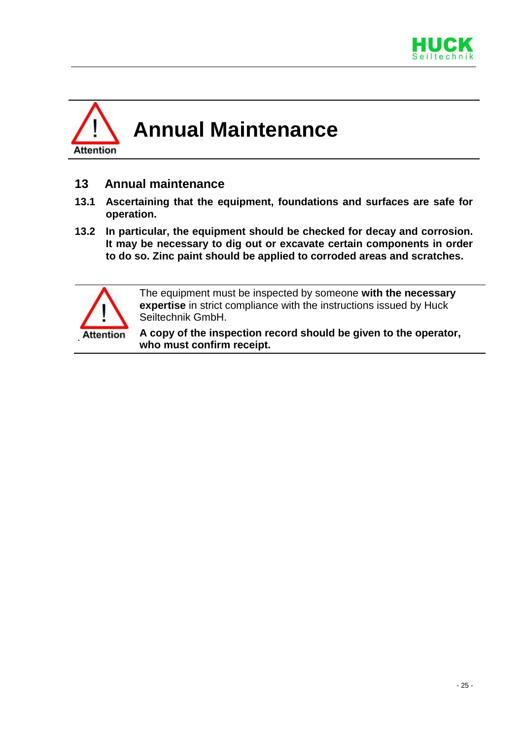# Annual Maintenance

## 13 Annual maintenance

**13.1 Ascertaining that the equipment, foundations and surfaces are safe for operation.**

**13.2 In particular, the equipment should be checked for decay and corrosion. It may be necessary to dig out or excavate certain components in order to do so. Zinc paint should be applied to corroded areas and scratches.**

---

Attention

The equipment must be inspected by someone **with the necessary expertise** in strict compliance with the instructions issued by Huck Seiltechnik GmbH.

**A copy of the inspection record should be given to the operator, who must confirm receipt.**

---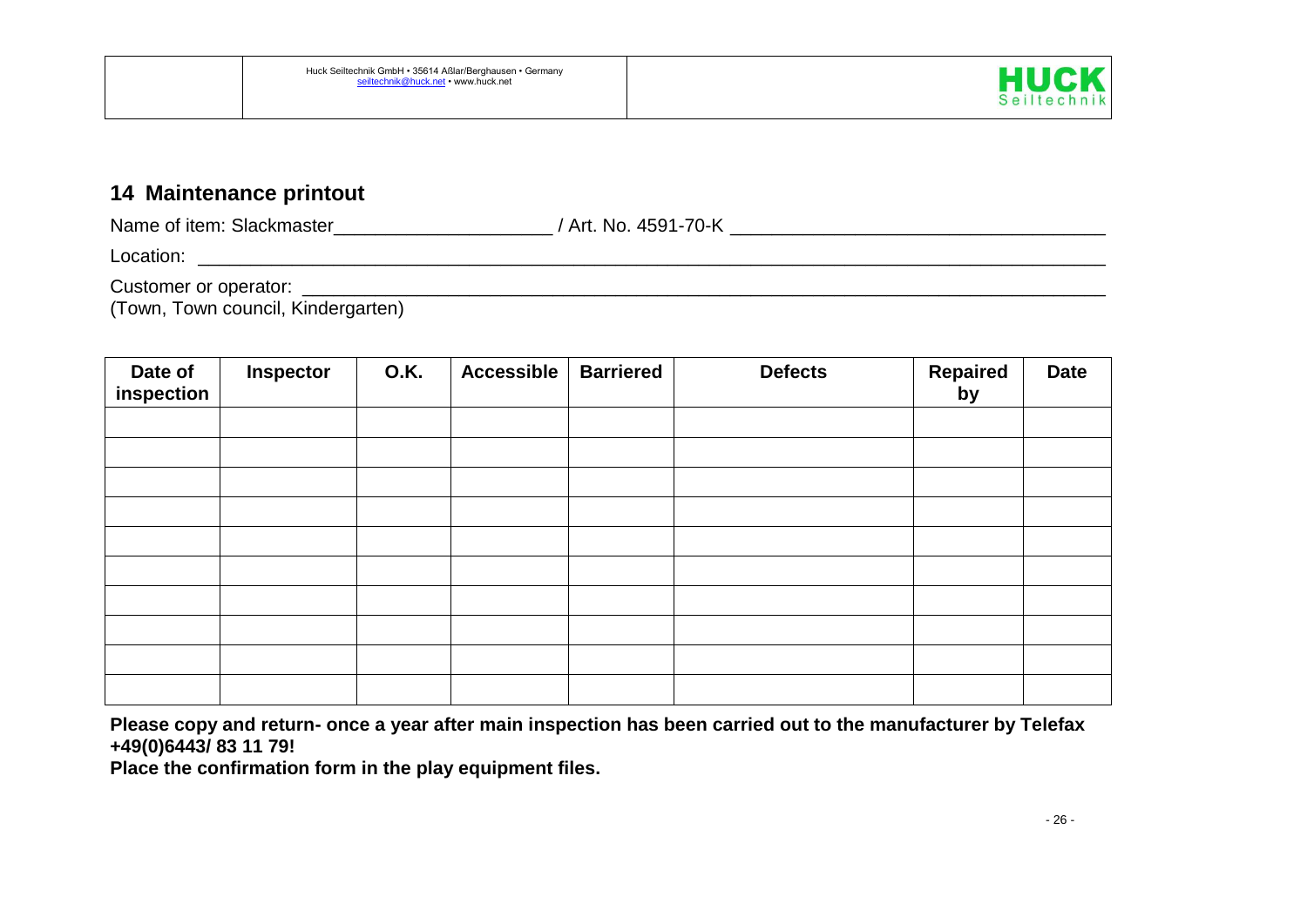## 14 Maintenance printout

Name of item: Slackmaster_____________________ / Art. No. 4591-70-K ___________________________________

Location: ___________________________________________________________________________________

Customer or operator: _________________________________________________________________________
(Town, Town council, Kindergarten)

| Date of inspection | Inspector | O.K. | Accessible | Barriered | Defects | Repaired by | Date |
|---|---|---|---|---|---|---|---|
| | | | | | | | |
| | | | | | | | |
| | | | | | | | |
| | | | | | | | |
| | | | | | | | |
| | | | | | | | |
| | | | | | | | |
| | | | | | | | |
| | | | | | | | |
| | | | | | | | |

**Please copy and return- once a year after main inspection has been carried out to the manufacturer by Telefax +49(0)6443/ 83 11 79!**
**Place the confirmation form in the play equipment files.**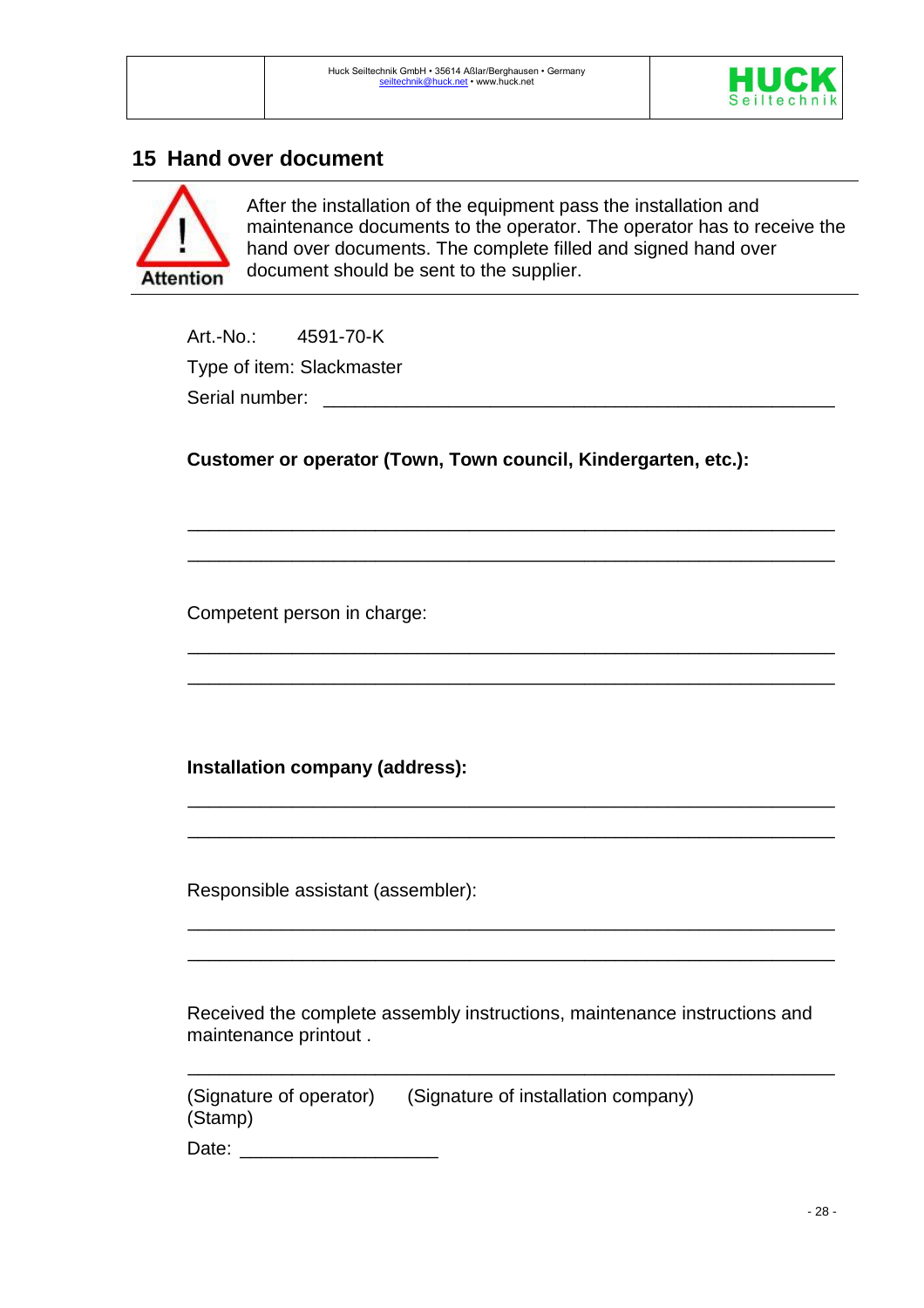## 15 Hand over document

**Attention**

After the installation of the equipment pass the installation and maintenance documents to the operator. The operator has to receive the hand over documents. The complete filled and signed hand over document should be sent to the supplier.

Art.-No.: 4591-70-K

Type of item: Slackmaster

Serial number: ______________________________________________

**Customer or operator (Town, Town council, Kindergarten, etc.):**

____________________________________________________________

____________________________________________________________

Competent person in charge:

____________________________________________________________

____________________________________________________________

**Installation company (address):**

____________________________________________________________

____________________________________________________________

Responsible assistant (assembler):

____________________________________________________________

____________________________________________________________

Received the complete assembly instructions, maintenance instructions and maintenance printout .

____________________________________________________________

(Signature of operator) (Signature of installation company)
(Stamp)

Date: ___________________